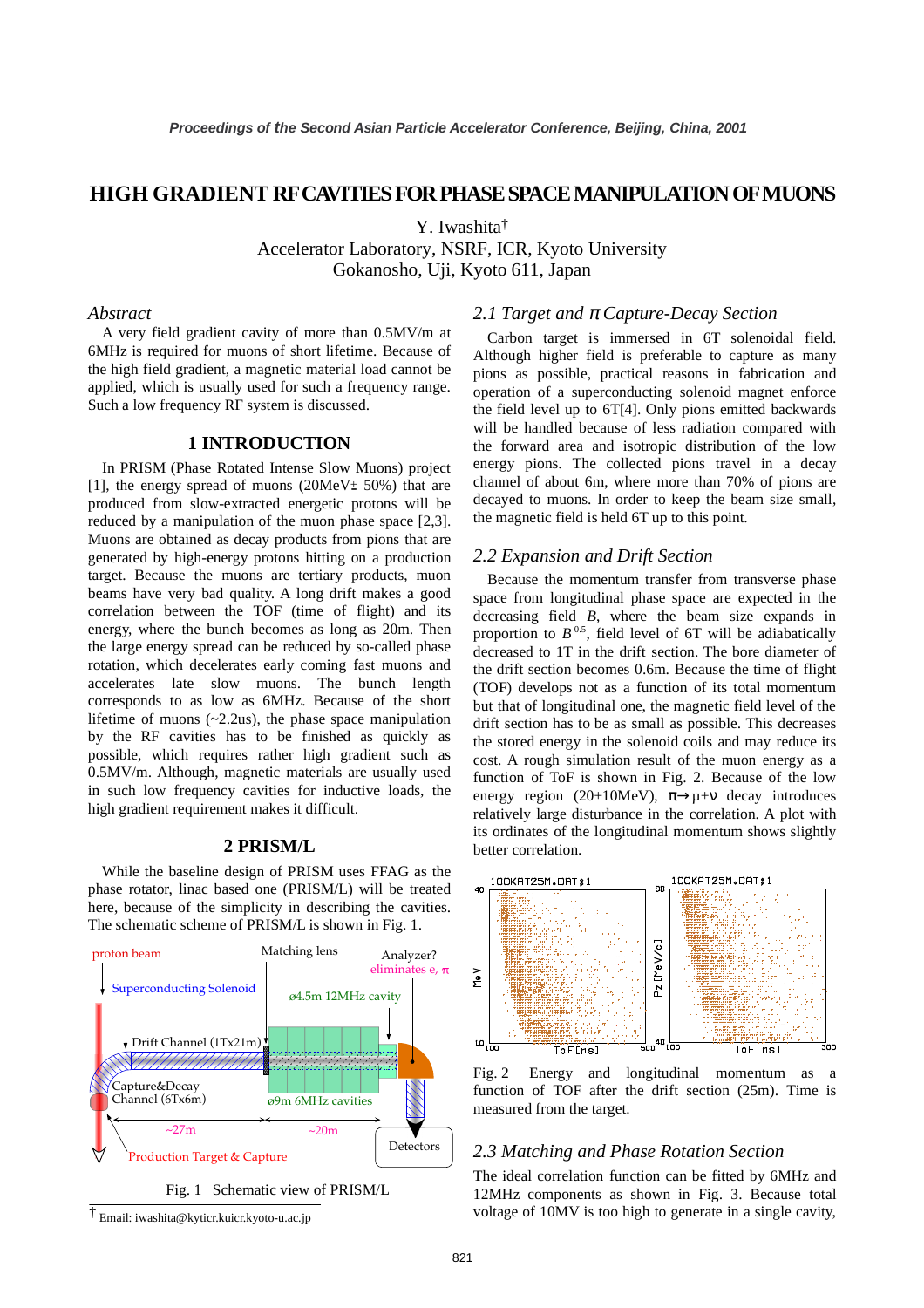# HIGH GRADIENT RF CAVITIES FOR PHASE SPACE MANIPULATION OF MUONS

Y. Iwashita†
Accelerator Laboratory, NSRF, ICR, Kyoto University
Gokanosho, Uji, Kyoto 611, Japan

### *Abstract*

A very field gradient cavity of more than 0.5MV/m at 6MHz is required for muons of short lifetime. Because of the high field gradient, a magnetic material load cannot be applied, which is usually used for such a frequency range. Such a low frequency RF system is discussed.

## 1 INTRODUCTION

In PRISM (Phase Rotated Intense Slow Muons) project [1], the energy spread of muons (20MeV± 50%) that are produced from slow-extracted energetic protons will be reduced by a manipulation of the muon phase space [2,3]. Muons are obtained as decay products from pions that are generated by high-energy protons hitting on a production target. Because the muons are tertiary products, muon beams have very bad quality. A long drift makes a good correlation between the TOF (time of flight) and its energy, where the bunch becomes as long as 20m. Then the large energy spread can be reduced by so-called phase rotation, which decelerates early coming fast muons and accelerates late slow muons. The bunch length corresponds to as low as 6MHz. Because of the short lifetime of muons (~2.2us), the phase space manipulation by the RF cavities has to be finished as quickly as possible, which requires rather high gradient such as 0.5MV/m. Although, magnetic materials are usually used in such low frequency cavities for inductive loads, the high gradient requirement makes it difficult.

## 2 PRISM/L

While the baseline design of PRISM uses FFAG as the phase rotator, linac based one (PRISM/L) will be treated here, because of the simplicity in describing the cavities. The schematic scheme of PRISM/L is shown in Fig. 1.

Fig. 1 Schematic view of PRISM/L

### *2.1 Target and π Capture-Decay Section*

Carbon target is immersed in 6T solenoidal field. Although higher field is preferable to capture as many pions as possible, practical reasons in fabrication and operation of a superconducting solenoid magnet enforce the field level up to 6T[4]. Only pions emitted backwards will be handled because of less radiation compared with the forward area and isotropic distribution of the low energy pions. The collected pions travel in a decay channel of about 6m, where more than 70% of pions are decayed to muons. In order to keep the beam size small, the magnetic field is held 6T up to this point.

### *2.2 Expansion and Drift Section*

Because the momentum transfer from transverse phase space from longitudinal phase space are expected in the decreasing field *B*, where the beam size expands in proportion to $B^{-0.5}$, field level of 6T will be adiabatically decreased to 1T in the drift section. The bore diameter of the drift section becomes 0.6m. Because the time of flight (TOF) develops not as a function of its total momentum but that of longitudinal one, the magnetic field level of the drift section has to be as small as possible. This decreases the stored energy in the solenoid coils and may reduce its cost. A rough simulation result of the muon energy as a function of ToF is shown in Fig. 2. Because of the low energy region (20±10MeV), $\pi \rightarrow \mu + \nu$ decay introduces relatively large disturbance in the correlation. A plot with its ordinates of the longitudinal momentum shows slightly better correlation.

Fig. 2 Energy and longitudinal momentum as a function of TOF after the drift section (25m). Time is measured from the target.

### *2.3 Matching and Phase Rotation Section*

The ideal correlation function can be fitted by 6MHz and 12MHz components as shown in Fig. 3. Because total voltage of 10MV is too high to generate in a single cavity,

† Email: iwashita@kyticr.kuicr.kyoto-u.ac.jp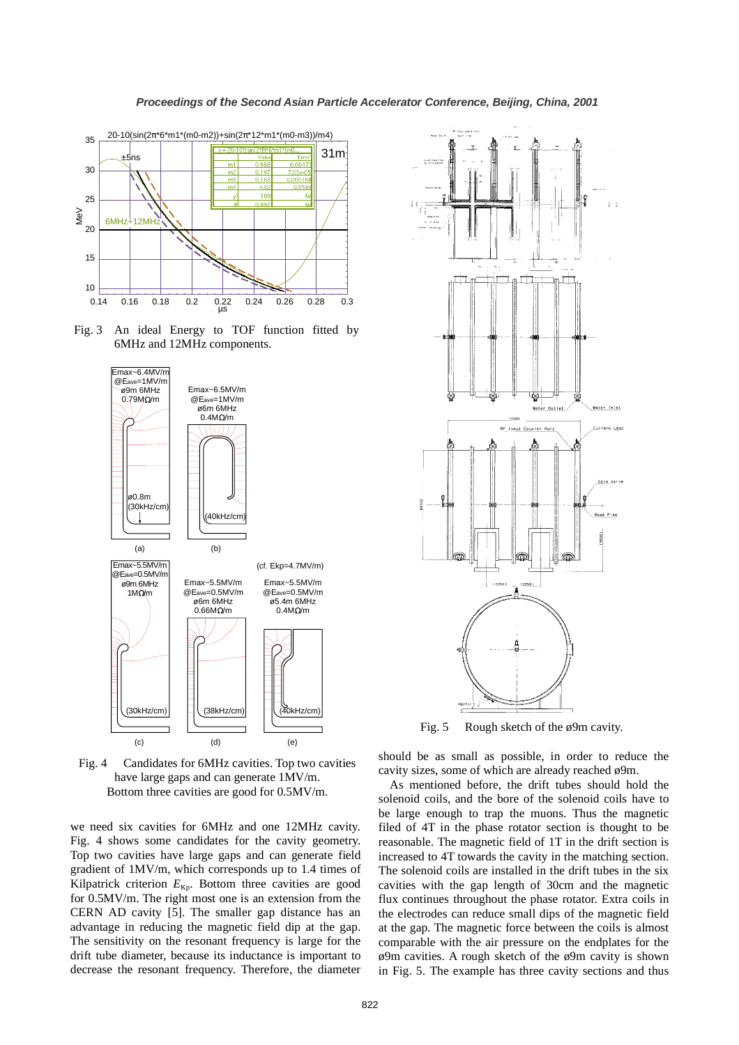Fig. 3 An ideal Energy to TOF function fitted by 6MHz and 12MHz components.

Fig. 4 Candidates for 6MHz cavities. Top two cavities have large gaps and can generate 1MV/m. Bottom three cavities are good for 0.5MV/m.

we need six cavities for 6MHz and one 12MHz cavity. Fig. 4 shows some candidates for the cavity geometry. Top two cavities have large gaps and can generate field gradient of 1MV/m, which corresponds up to 1.4 times of Kilpatrick criterion $E_{Kp}$. Bottom three cavities are good for 0.5MV/m. The right most one is an extension from the CERN AD cavity [5]. The smaller gap distance has an advantage in reducing the magnetic field dip at the gap. The sensitivity on the resonant frequency is large for the drift tube diameter, because its inductance is important to decrease the resonant frequency. Therefore, the diameter should be as small as possible, in order to reduce the cavity sizes, some of which are already reached ø9m.

As mentioned before, the drift tubes should hold the solenoid coils, and the bore of the solenoid coils have to be large enough to trap the muons. Thus the magnetic filed of 4T in the phase rotator section is thought to be reasonable. The magnetic field of 1T in the drift section is increased to 4T towards the cavity in the matching section. The solenoid coils are installed in the drift tubes in the six cavities with the gap length of 30cm and the magnetic flux continues throughout the phase rotator. Extra coils in the electrodes can reduce small dips of the magnetic field at the gap. The magnetic force between the coils is almost comparable with the air pressure on the endplates for the ø9m cavities. A rough sketch of the ø9m cavity is shown in Fig. 5. The example has three cavity sections and thus

Fig. 5 Rough sketch of the ø9m cavity.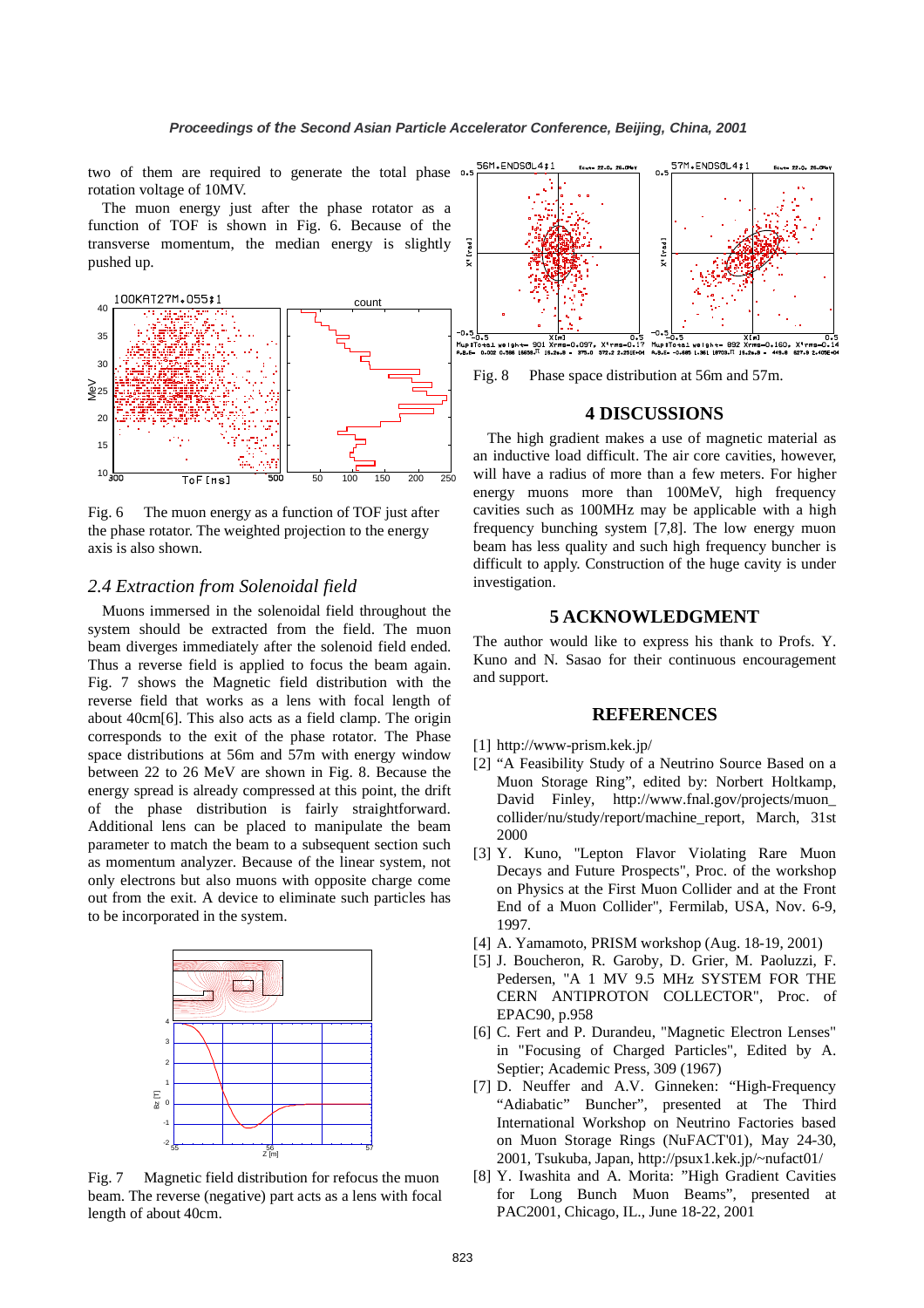two of them are required to generate the total phase rotation voltage of 10MV.

The muon energy just after the phase rotator as a function of TOF is shown in Fig. 6. Because of the transverse momentum, the median energy is slightly pushed up.

100KAT27M.055;1

40
35
30
25
20
15
10

MeV

300
ToF [ns]
500

count

50 100 150 200 250

Fig. 6 The muon energy as a function of TOF just after the phase rotator. The weighted projection to the energy axis is also shown.

## *2.4 Extraction from Solenoidal field*

Muons immersed in the solenoidal field throughout the system should be extracted from the field. The muon beam diverges immediately after the solenoid field ended. Thus a reverse field is applied to focus the beam again. Fig. 7 shows the Magnetic field distribution with the reverse field that works as a lens with focal length of about 40cm[6]. This also acts as a field clamp. The origin corresponds to the exit of the phase rotator. The Phase space distributions at 56m and 57m with energy window between 22 to 26 MeV are shown in Fig. 8. Because the energy spread is already compressed at this point, the drift of the phase distribution is fairly straightforward. Additional lens can be placed to manipulate the beam parameter to match the beam to a subsequent section such as momentum analyzer. Because of the linear system, not only electrons but also muons with opposite charge come out from the exit. A device to eliminate such particles has to be incorporated in the system.

4
3
2
1
0
-1
-2

Bz [T]

55
56
Z [m]
57

Fig. 7 Magnetic field distribution for refocus the muon beam. The reverse (negative) part acts as a lens with focal length of about 40cm.

56M.ENDSOL4;1

57M.ENDSOL4;1

0.5

X' [rad]

-0.5

-0.5
X[m]
0.5

Fig. 8 Phase space distribution at 56m and 57m.

## 4 DISCUSSIONS

The high gradient makes a use of magnetic material as an inductive load difficult. The air core cavities, however, will have a radius of more than a few meters. For higher energy muons more than 100MeV, high frequency cavities such as 100MHz may be applicable with a high frequency bunching system [7,8]. The low energy muon beam has less quality and such high frequency buncher is difficult to apply. Construction of the huge cavity is under investigation.

## 5 ACKNOWLEDGMENT

The author would like to express his thank to Profs. Y. Kuno and N. Sasao for their continuous encouragement and support.

## REFERENCES

[1] http://www-prism.kek.jp/

[2] "A Feasibility Study of a Neutrino Source Based on a Muon Storage Ring", edited by: Norbert Holtkamp, David Finley, http://www.fnal.gov/projects/muon_collider/nu/study/report/machine_report, March, 31st 2000

[3] Y. Kuno, "Lepton Flavor Violating Rare Muon Decays and Future Prospects", Proc. of the workshop on Physics at the First Muon Collider and at the Front End of a Muon Collider", Fermilab, USA, Nov. 6-9, 1997.

[4] A. Yamamoto, PRISM workshop (Aug. 18-19, 2001)

[5] J. Boucheron, R. Garoby, D. Grier, M. Paoluzzi, F. Pedersen, "A 1 MV 9.5 MHz SYSTEM FOR THE CERN ANTIPROTON COLLECTOR", Proc. of EPAC90, p.958

[6] C. Fert and P. Durandeu, "Magnetic Electron Lenses" in "Focusing of Charged Particles", Edited by A. Septier; Academic Press, 309 (1967)

[7] D. Neuffer and A.V. Ginneken: "High-Frequency "Adiabatic" Buncher", presented at The Third International Workshop on Neutrino Factories based on Muon Storage Rings (NuFACT'01), May 24-30, 2001, Tsukuba, Japan, http://psux1.kek.jp/~nufact01/

[8] Y. Iwashita and A. Morita: "High Gradient Cavities for Long Bunch Muon Beams", presented at PAC2001, Chicago, IL., June 18-22, 2001